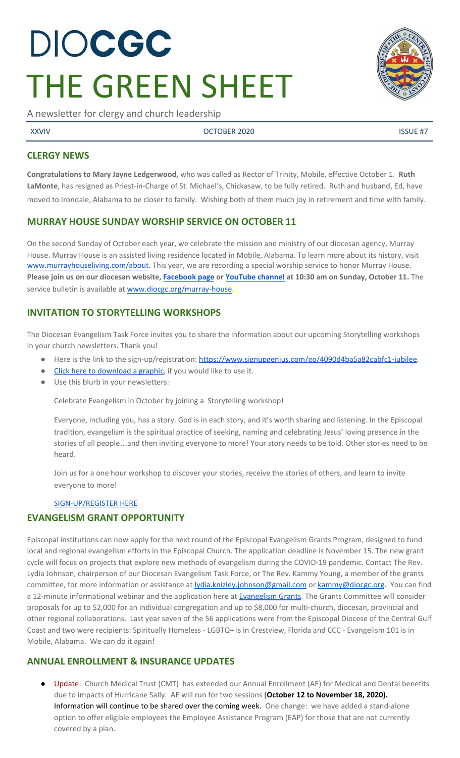# DIOCGC

# THE GREEN SHEET

A newsletter for clergy and church leadership

XXVIV | OCTOBER 2020 | ISSUE #7

## CLERGY NEWS

**Congratulations to Mary Jayne Ledgerwood,** who was called as Rector of Trinity, Mobile, effective October 1. **Ruth LaMonte**, has resigned as Priest-in-Charge of St. Michael's, Chickasaw, to be fully retired. Ruth and husband, Ed, have moved to Irondale, Alabama to be closer to family. Wishing both of them much joy in retirement and time with family.

## MURRAY HOUSE SUNDAY WORSHIP SERVICE ON OCTOBER 11

On the second Sunday of October each year, we celebrate the mission and ministry of our diocesan agency, Murray House. Murray House is an assisted living residence located in Mobile, Alabama. To learn more about its history, visit www.murrayhouseliving.com/about. This year, we are recording a special worship service to honor Murray House. **Please join us on our diocesan website, Facebook page or YouTube channel at 10:30 am on Sunday, October 11.** The service bulletin is available at www.diocgc.org/murray-house.

## INVITATION TO STORYTELLING WORKSHOPS

The Diocesan Evangelism Task Force invites you to share the information about our upcoming Storytelling workshops in your church newsletters. Thank you!

- Here is the link to the sign-up/registration: https://www.signupgenius.com/go/4090d4ba5a82cabfc1-jubilee.
- Click here to download a graphic, if you would like to use it.
- Use this blurb in your newsletters:

Celebrate Evangelism in October by joining a Storytelling workshop!

Everyone, including you, has a story. God is in each story, and it's worth sharing and listening. In the Episcopal tradition, evangelism is the spiritual practice of seeking, naming and celebrating Jesus' loving presence in the stories of all people…and then inviting everyone to more! Your story needs to be told. Other stories need to be heard.

Join us for a one hour workshop to discover your stories, receive the stories of others, and learn to invite everyone to more!

SIGN-UP/REGISTER HERE

## EVANGELISM GRANT OPPORTUNITY

Episcopal institutions can now apply for the next round of the Episcopal Evangelism Grants Program, designed to fund local and regional evangelism efforts in the Episcopal Church. The application deadline is November 15. The new grant cycle will focus on projects that explore new methods of evangelism during the COVID-19 pandemic. Contact The Rev. Lydia Johnson, chairperson of our Diocesan Evangelism Task Force, or The Rev. Kammy Young, a member of the grants committee, for more information or assistance at lydia.knizley.johnson@gmail.com or kammy@diocgc.org. You can find a 12-minute informational webinar and the application here at Evangelism Grants. The Grants Committee will consider proposals for up to $2,000 for an individual congregation and up to $8,000 for multi-church, diocesan, provincial and other regional collaborations. Last year seven of the 56 applications were from the Episcopal Diocese of the Central Gulf Coast and two were recipients: Spiritually Homeless - LGBTQ+ is in Crestview, Florida and CCC - Evangelism 101 is in Mobile, Alabama. We can do it again!

## ANNUAL ENROLLMENT & INSURANCE UPDATES

- Update: Church Medical Trust (CMT) has extended our Annual Enrollment (AE) for Medical and Dental benefits due to impacts of Hurricane Sally. AE will run for two sessions (**October 12 to November 18, 2020).** Information will continue to be shared over the coming week. One change: we have added a stand-alone option to offer eligible employees the Employee Assistance Program (EAP) for those that are not currently covered by a plan.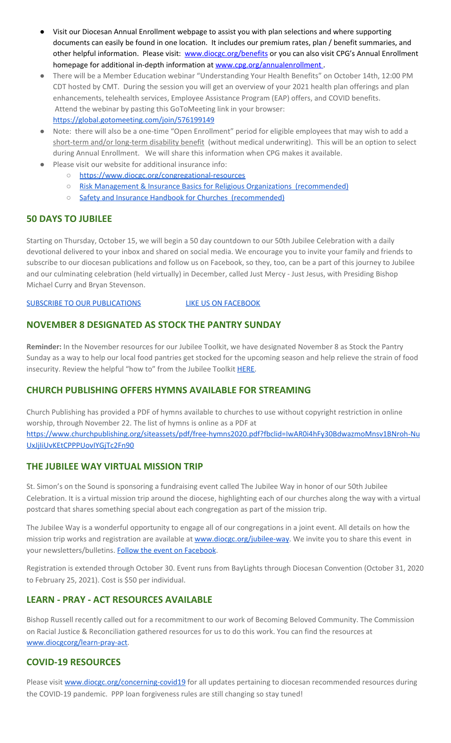- Visit our Diocesan Annual Enrollment webpage to assist you with plan selections and where supporting documents can easily be found in one location. It includes our premium rates, plan / benefit summaries, and other helpful information. Please visit: [www.diocgc.org/benefits](www.diocgc.org/benefits) or you can also visit CPG's Annual Enrollment homepage for additional in-depth information at [www.cpg.org/annualenrollment](www.cpg.org/annualenrollment) .
- There will be a Member Education webinar "Understanding Your Health Benefits" on October 14th, 12:00 PM CDT hosted by CMT. During the session you will get an overview of your 2021 health plan offerings and plan enhancements, telehealth services, Employee Assistance Program (EAP) offers, and COVID benefits. Attend the webinar by pasting this GoToMeeting link in your browser: [https://global.gotomeeting.com/join/576199149](https://global.gotomeeting.com/join/576199149)
- Note: there will also be a one-time "Open Enrollment" period for eligible employees that may wish to add a short-term and/or long-term disability benefit (without medical underwriting). This will be an option to select during Annual Enrollment. We will share this information when CPG makes it available.
- Please visit our website for additional insurance info:
  - [https://www.diocgc.org/congregational-resources](https://www.diocgc.org/congregational-resources)
  - Risk Management & Insurance Basics for Religious Organizations (recommended)
  - Safety and Insurance Handbook for Churches (recommended)

## 50 DAYS TO JUBILEE

Starting on Thursday, October 15, we will begin a 50 day countdown to our 50th Jubilee Celebration with a daily devotional delivered to your inbox and shared on social media. We encourage you to invite your family and friends to subscribe to our diocesan publications and follow us on Facebook, so they, too, can be a part of this journey to Jubilee and our culminating celebration (held virtually) in December, called Just Mercy - Just Jesus, with Presiding Bishop Michael Curry and Bryan Stevenson.

SUBSCRIBE TO OUR PUBLICATIONS LIKE US ON FACEBOOK

## NOVEMBER 8 DESIGNATED AS STOCK THE PANTRY SUNDAY

**Reminder:** In the November resources for our Jubilee Toolkit, we have designated November 8 as Stock the Pantry Sunday as a way to help our local food pantries get stocked for the upcoming season and help relieve the strain of food insecurity. Review the helpful "how to" from the Jubilee Toolkit HERE.

## CHURCH PUBLISHING OFFERS HYMNS AVAILABLE FOR STREAMING

Church Publishing has provided a PDF of hymns available to churches to use without copyright restriction in online worship, through November 22. The list of hymns is online as a PDF at [https://www.churchpublishing.org/siteassets/pdf/free-hymns2020.pdf?fbclid=IwAR0i4hFy30BdwazmoMnsv1BNroh-NuUxJjIiUvKEtCPPPUovIYGjTc2Fn90](https://www.churchpublishing.org/siteassets/pdf/free-hymns2020.pdf?fbclid=IwAR0i4hFy30BdwazmoMnsv1BNroh-NuUxJjIiUvKEtCPPPUovIYGjTc2Fn90)

## THE JUBILEE WAY VIRTUAL MISSION TRIP

St. Simon's on the Sound is sponsoring a fundraising event called The Jubilee Way in honor of our 50th Jubilee Celebration. It is a virtual mission trip around the diocese, highlighting each of our churches along the way with a virtual postcard that shares something special about each congregation as part of the mission trip.

The Jubilee Way is a wonderful opportunity to engage all of our congregations in a joint event. All details on how the mission trip works and registration are available at [www.diocgc.org/jubilee-way](www.diocgc.org/jubilee-way). We invite you to share this event in your newsletters/bulletins. Follow the event on Facebook.

Registration is extended through October 30. Event runs from BayLights through Diocesan Convention (October 31, 2020 to February 25, 2021). Cost is $50 per individual.

## LEARN - PRAY - ACT RESOURCES AVAILABLE

Bishop Russell recently called out for a recommitment to our work of Becoming Beloved Community. The Commission on Racial Justice & Reconciliation gathered resources for us to do this work. You can find the resources at [www.diocgcorg/learn-pray-act](www.diocgcorg/learn-pray-act).

## COVID-19 RESOURCES

Please visit [www.diocgc.org/concerning-covid19](www.diocgc.org/concerning-covid19) for all updates pertaining to diocesan recommended resources during the COVID-19 pandemic. PPP loan forgiveness rules are still changing so stay tuned!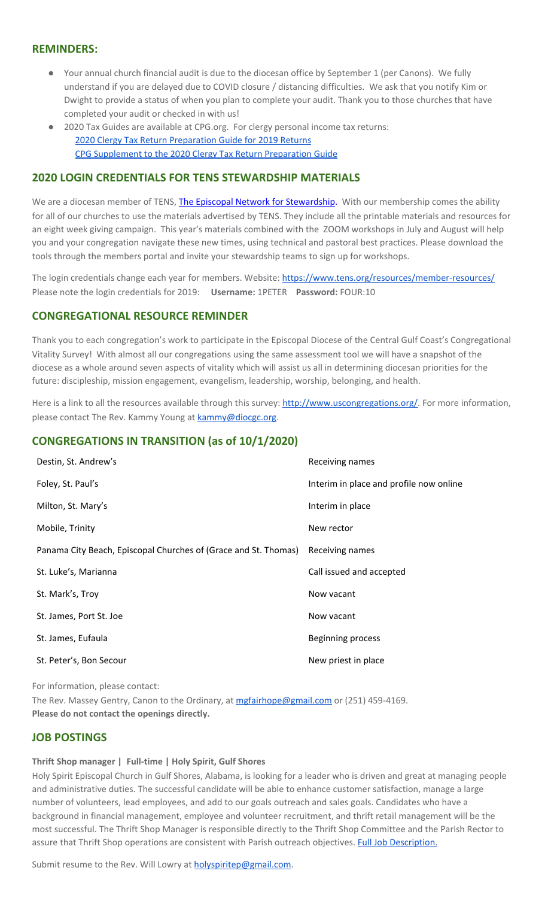## REMINDERS:

- Your annual church financial audit is due to the diocesan office by September 1 (per Canons). We fully understand if you are delayed due to COVID closure / distancing difficulties. We ask that you notify Kim or Dwight to provide a status of when you plan to complete your audit. Thank you to those churches that have completed your audit or checked in with us!
- 2020 Tax Guides are available at CPG.org. For clergy personal income tax returns:
  - 2020 Clergy Tax Return Preparation Guide for 2019 Returns
  - CPG Supplement to the 2020 Clergy Tax Return Preparation Guide

## 2020 LOGIN CREDENTIALS FOR TENS STEWARDSHIP MATERIALS

We are a diocesan member of TENS, The Episcopal Network for Stewardship. With our membership comes the ability for all of our churches to use the materials advertised by TENS. They include all the printable materials and resources for an eight week giving campaign. This year's materials combined with the ZOOM workshops in July and August will help you and your congregation navigate these new times, using technical and pastoral best practices. Please download the tools through the members portal and invite your stewardship teams to sign up for workshops.

The login credentials change each year for members. Website: https://www.tens.org/resources/member-resources/
Please note the login credentials for 2019: **Username:** 1PETER **Password:** FOUR:10

## CONGREGATIONAL RESOURCE REMINDER

Thank you to each congregation's work to participate in the Episcopal Diocese of the Central Gulf Coast's Congregational Vitality Survey! With almost all our congregations using the same assessment tool we will have a snapshot of the diocese as a whole around seven aspects of vitality which will assist us all in determining diocesan priorities for the future: discipleship, mission engagement, evangelism, leadership, worship, belonging, and health.

Here is a link to all the resources available through this survey: http://www.uscongregations.org/. For more information, please contact The Rev. Kammy Young at kammy@diocgc.org.

## CONGREGATIONS IN TRANSITION (as of 10/1/2020)

| | |
|---|---|
| Destin, St. Andrew's | Receiving names |
| Foley, St. Paul's | Interim in place and profile now online |
| Milton, St. Mary's | Interim in place |
| Mobile, Trinity | New rector |
| Panama City Beach, Episcopal Churches of (Grace and St. Thomas) | Receiving names |
| St. Luke's, Marianna | Call issued and accepted |
| St. Mark's, Troy | Now vacant |
| St. James, Port St. Joe | Now vacant |
| St. James, Eufaula | Beginning process |
| St. Peter's, Bon Secour | New priest in place |

For information, please contact:

The Rev. Massey Gentry, Canon to the Ordinary, at mgfairhope@gmail.com or (251) 459-4169.
**Please do not contact the openings directly.**

## JOB POSTINGS

**Thrift Shop manager | Full-time | Holy Spirit, Gulf Shores**

Holy Spirit Episcopal Church in Gulf Shores, Alabama, is looking for a leader who is driven and great at managing people and administrative duties. The successful candidate will be able to enhance customer satisfaction, manage a large number of volunteers, lead employees, and add to our goals outreach and sales goals. Candidates who have a background in financial management, employee and volunteer recruitment, and thrift retail management will be the most successful. The Thrift Shop Manager is responsible directly to the Thrift Shop Committee and the Parish Rector to assure that Thrift Shop operations are consistent with Parish outreach objectives. Full Job Description.

Submit resume to the Rev. Will Lowry at holyspiritep@gmail.com.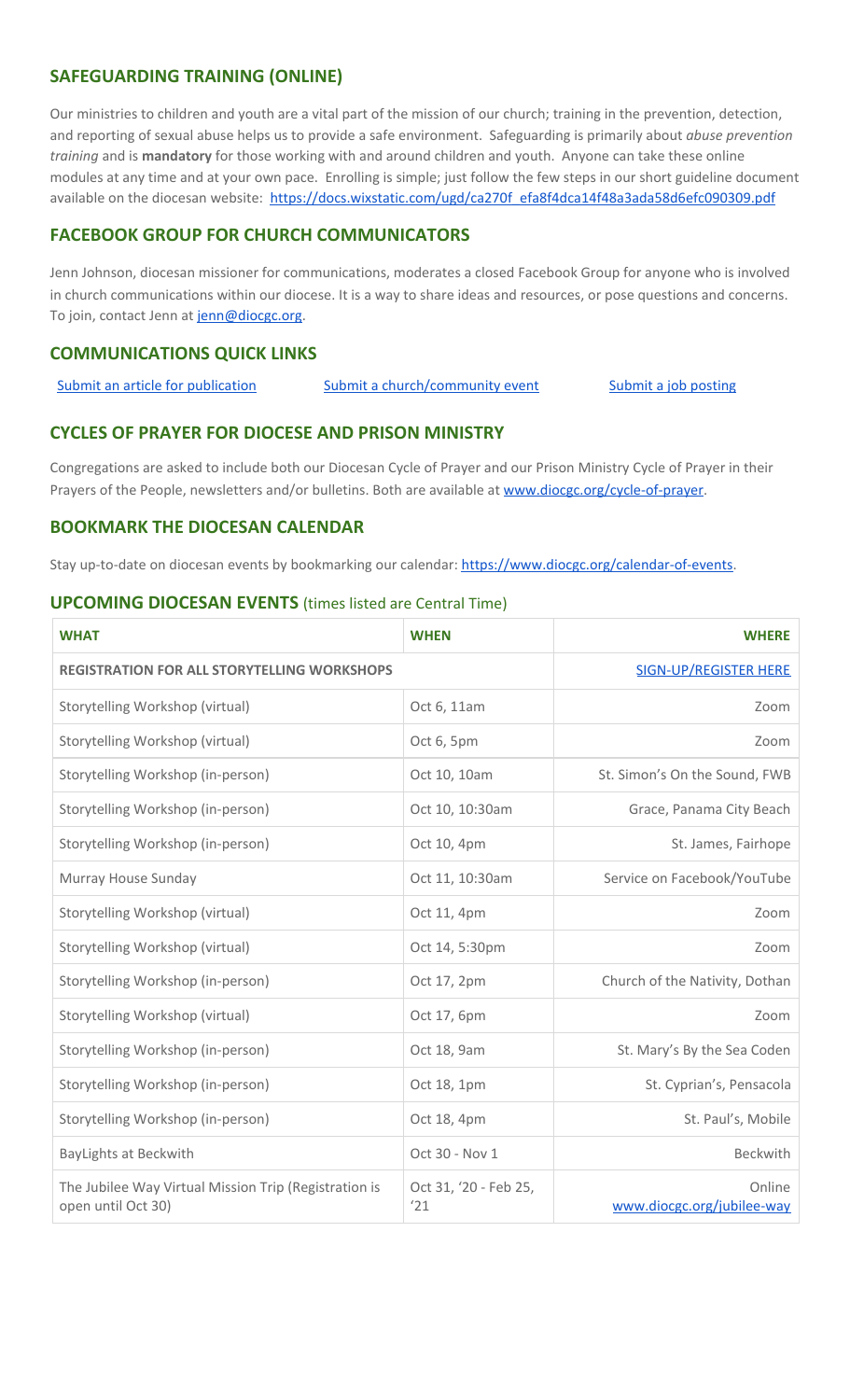## SAFEGUARDING TRAINING (ONLINE)

Our ministries to children and youth are a vital part of the mission of our church; training in the prevention, detection, and reporting of sexual abuse helps us to provide a safe environment. Safeguarding is primarily about *abuse prevention training* and is **mandatory** for those working with and around children and youth. Anyone can take these online modules at any time and at your own pace. Enrolling is simple; just follow the few steps in our short guideline document available on the diocesan website: https://docs.wixstatic.com/ugd/ca270f_efa8f4dca14f48a3ada58d6efc090309.pdf

## FACEBOOK GROUP FOR CHURCH COMMUNICATORS

Jenn Johnson, diocesan missioner for communications, moderates a closed Facebook Group for anyone who is involved in church communications within our diocese. It is a way to share ideas and resources, or pose questions and concerns. To join, contact Jenn at jenn@diocgc.org.

## COMMUNICATIONS QUICK LINKS

Submit an article for publication     Submit a church/community event     Submit a job posting

## CYCLES OF PRAYER FOR DIOCESE AND PRISON MINISTRY

Congregations are asked to include both our Diocesan Cycle of Prayer and our Prison Ministry Cycle of Prayer in their Prayers of the People, newsletters and/or bulletins. Both are available at www.diocgc.org/cycle-of-prayer.

## BOOKMARK THE DIOCESAN CALENDAR

Stay up-to-date on diocesan events by bookmarking our calendar: https://www.diocgc.org/calendar-of-events.

## UPCOMING DIOCESAN EVENTS (times listed are Central Time)

| WHAT | WHEN | WHERE |
|---|---|---|
| **REGISTRATION FOR ALL STORYTELLING WORKSHOPS** | | SIGN-UP/REGISTER HERE |
| Storytelling Workshop (virtual) | Oct 6, 11am | Zoom |
| Storytelling Workshop (virtual) | Oct 6, 5pm | Zoom |
| Storytelling Workshop (in-person) | Oct 10, 10am | St. Simon's On the Sound, FWB |
| Storytelling Workshop (in-person) | Oct 10, 10:30am | Grace, Panama City Beach |
| Storytelling Workshop (in-person) | Oct 10, 4pm | St. James, Fairhope |
| Murray House Sunday | Oct 11, 10:30am | Service on Facebook/YouTube |
| Storytelling Workshop (virtual) | Oct 11, 4pm | Zoom |
| Storytelling Workshop (virtual) | Oct 14, 5:30pm | Zoom |
| Storytelling Workshop (in-person) | Oct 17, 2pm | Church of the Nativity, Dothan |
| Storytelling Workshop (virtual) | Oct 17, 6pm | Zoom |
| Storytelling Workshop (in-person) | Oct 18, 9am | St. Mary's By the Sea Coden |
| Storytelling Workshop (in-person) | Oct 18, 1pm | St. Cyprian's, Pensacola |
| Storytelling Workshop (in-person) | Oct 18, 4pm | St. Paul's, Mobile |
| BayLights at Beckwith | Oct 30 - Nov 1 | Beckwith |
| The Jubilee Way Virtual Mission Trip (Registration is open until Oct 30) | Oct 31, '20 - Feb 25, '21 | Online www.diocgc.org/jubilee-way |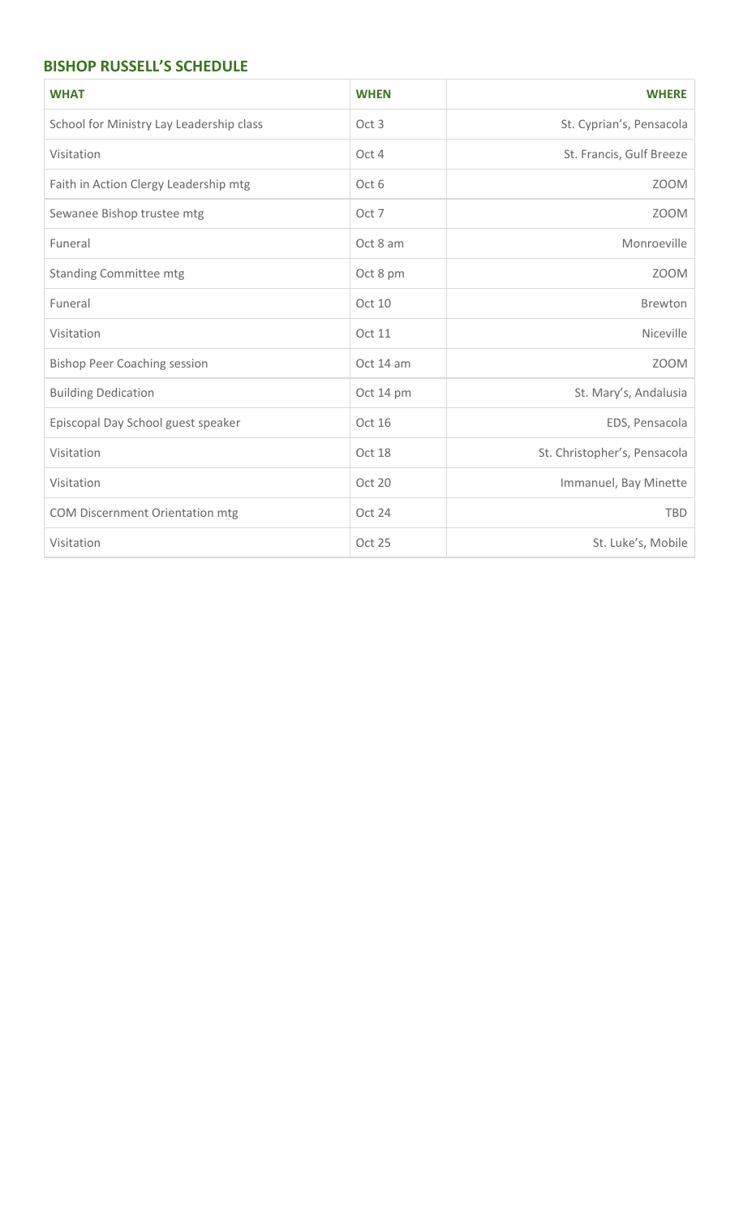## BISHOP RUSSELL'S SCHEDULE

| WHAT | WHEN | WHERE |
|---|---|---|
| School for Ministry Lay Leadership class | Oct 3 | St. Cyprian's, Pensacola |
| Visitation | Oct 4 | St. Francis, Gulf Breeze |
| Faith in Action Clergy Leadership mtg | Oct 6 | ZOOM |
| Sewanee Bishop trustee mtg | Oct 7 | ZOOM |
| Funeral | Oct 8 am | Monroeville |
| Standing Committee mtg | Oct 8 pm | ZOOM |
| Funeral | Oct 10 | Brewton |
| Visitation | Oct 11 | Niceville |
| Bishop Peer Coaching session | Oct 14 am | ZOOM |
| Building Dedication | Oct 14 pm | St. Mary's, Andalusia |
| Episcopal Day School guest speaker | Oct 16 | EDS, Pensacola |
| Visitation | Oct 18 | St. Christopher's, Pensacola |
| Visitation | Oct 20 | Immanuel, Bay Minette |
| COM Discernment Orientation mtg | Oct 24 | TBD |
| Visitation | Oct 25 | St. Luke's, Mobile |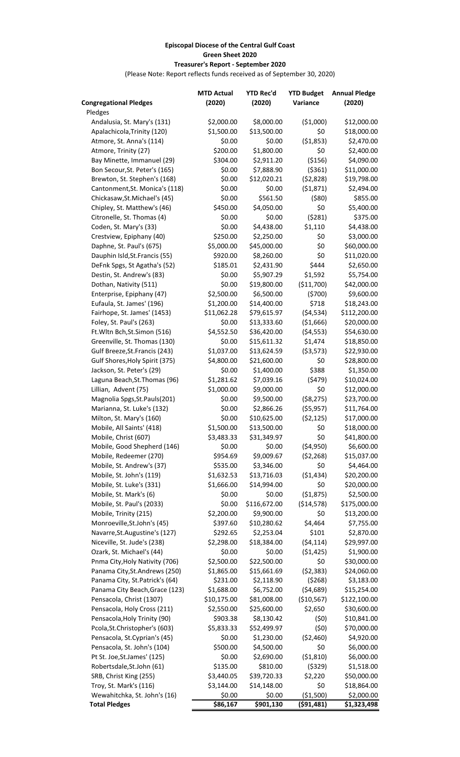**Episcopal Diocese of the Central Gulf Coast**

**Green Sheet 2020**

**Treasurer's Report - September 2020**

(Please Note: Report reflects funds received as of September 30, 2020)

| Congregational Pledges | MTD Actual (2020) | YTD Rec'd (2020) | YTD Budget Variance | Annual Pledge (2020) |
|---|---|---|---|---|
| Pledges | | | | |
| Andalusia, St. Mary's (131) | $2,000.00 | $8,000.00 | ($1,000) | $12,000.00 |
| Apalachicola,Trinity (120) | $1,500.00 | $13,500.00 | $0 | $18,000.00 |
| Atmore, St. Anna's (114) | $0.00 | $0.00 | ($1,853) | $2,470.00 |
| Atmore, Trinity (27) | $200.00 | $1,800.00 | $0 | $2,400.00 |
| Bay Minette, Immanuel (29) | $304.00 | $2,911.20 | ($156) | $4,090.00 |
| Bon Secour,St. Peter's (165) | $0.00 | $7,888.90 | ($361) | $11,000.00 |
| Brewton, St. Stephen's (168) | $0.00 | $12,020.21 | ($2,828) | $19,798.00 |
| Cantonment,St. Monica's (118) | $0.00 | $0.00 | ($1,871) | $2,494.00 |
| Chickasaw,St.Michael's (45) | $0.00 | $561.50 | ($80) | $855.00 |
| Chipley, St. Matthew's (46) | $450.00 | $4,050.00 | $0 | $5,400.00 |
| Citronelle, St. Thomas (4) | $0.00 | $0.00 | ($281) | $375.00 |
| Coden, St. Mary's (33) | $0.00 | $4,438.00 | $1,110 | $4,438.00 |
| Crestview, Epiphany (40) | $250.00 | $2,250.00 | $0 | $3,000.00 |
| Daphne, St. Paul's (675) | $5,000.00 | $45,000.00 | $0 | $60,000.00 |
| Dauphin Isld,St.Francis (55) | $920.00 | $8,260.00 | $0 | $11,020.00 |
| DeFnk Spgs, St Agatha's (52) | $185.01 | $2,431.90 | $444 | $2,650.00 |
| Destin, St. Andrew's (83) | $0.00 | $5,907.29 | $1,592 | $5,754.00 |
| Dothan, Nativity (511) | $0.00 | $19,800.00 | ($11,700) | $42,000.00 |
| Enterprise, Epiphany (47) | $2,500.00 | $6,500.00 | ($700) | $9,600.00 |
| Eufaula, St. James' (196) | $1,200.00 | $14,400.00 | $718 | $18,243.00 |
| Fairhope, St. James' (1453) | $11,062.28 | $79,615.97 | ($4,534) | $112,200.00 |
| Foley, St. Paul's (263) | $0.00 | $13,333.60 | ($1,666) | $20,000.00 |
| Ft.Wltn Bch,St.Simon (516) | $4,552.50 | $36,420.00 | ($4,553) | $54,630.00 |
| Greenville, St. Thomas (130) | $0.00 | $15,611.32 | $1,474 | $18,850.00 |
| Gulf Breeze,St.Francis (243) | $1,037.00 | $13,624.59 | ($3,573) | $22,930.00 |
| Gulf Shores,Holy Spirit (375) | $4,800.00 | $21,600.00 | $0 | $28,800.00 |
| Jackson, St. Peter's (29) | $0.00 | $1,400.00 | $388 | $1,350.00 |
| Laguna Beach,St.Thomas (96) | $1,281.62 | $7,039.16 | ($479) | $10,024.00 |
| Lillian, Advent (75) | $1,000.00 | $9,000.00 | $0 | $12,000.00 |
| Magnolia Spgs,St.Pauls(201) | $0.00 | $9,500.00 | ($8,275) | $23,700.00 |
| Marianna, St. Luke's (132) | $0.00 | $2,866.26 | ($5,957) | $11,764.00 |
| Milton, St. Mary's (160) | $0.00 | $10,625.00 | ($2,125) | $17,000.00 |
| Mobile, All Saints' (418) | $1,500.00 | $13,500.00 | $0 | $18,000.00 |
| Mobile, Christ (607) | $3,483.33 | $31,349.97 | $0 | $41,800.00 |
| Mobile, Good Shepherd (146) | $0.00 | $0.00 | ($4,950) | $6,600.00 |
| Mobile, Redeemer (270) | $954.69 | $9,009.67 | ($2,268) | $15,037.00 |
| Mobile, St. Andrew's (37) | $535.00 | $3,346.00 | $0 | $4,464.00 |
| Mobile, St. John's (119) | $1,632.53 | $13,716.03 | ($1,434) | $20,200.00 |
| Mobile, St. Luke's (331) | $1,666.00 | $14,994.00 | $0 | $20,000.00 |
| Mobile, St. Mark's (6) | $0.00 | $0.00 | ($1,875) | $2,500.00 |
| Mobile, St. Paul's (2033) | $0.00 | $116,672.00 | ($14,578) | $175,000.00 |
| Mobile, Trinity (215) | $2,200.00 | $9,900.00 | $0 | $13,200.00 |
| Monroeville,St.John's (45) | $397.60 | $10,280.62 | $4,464 | $7,755.00 |
| Navarre,St.Augustine's (127) | $292.65 | $2,253.04 | $101 | $2,870.00 |
| Niceville, St. Jude's (238) | $2,298.00 | $18,384.00 | ($4,114) | $29,997.00 |
| Ozark, St. Michael's (44) | $0.00 | $0.00 | ($1,425) | $1,900.00 |
| Pnma City,Holy Nativity (706) | $2,500.00 | $22,500.00 | $0 | $30,000.00 |
| Panama City,St.Andrews (250) | $1,865.00 | $15,661.69 | ($2,383) | $24,060.00 |
| Panama City, St.Patrick's (64) | $231.00 | $2,118.90 | ($268) | $3,183.00 |
| Panama City Beach,Grace (123) | $1,688.00 | $6,752.00 | ($4,689) | $15,254.00 |
| Pensacola, Christ (1307) | $10,175.00 | $81,008.00 | ($10,567) | $122,100.00 |
| Pensacola, Holy Cross (211) | $2,550.00 | $25,600.00 | $2,650 | $30,600.00 |
| Pensacola,Holy Trinity (90) | $903.38 | $8,130.42 | ($0) | $10,841.00 |
| Pcola,St.Christopher's (603) | $5,833.33 | $52,499.97 | ($0) | $70,000.00 |
| Pensacola, St.Cyprian's (45) | $0.00 | $1,230.00 | ($2,460) | $4,920.00 |
| Pensacola, St. John's (104) | $500.00 | $4,500.00 | $0 | $6,000.00 |
| Pt St. Joe,St.James' (125) | $0.00 | $2,690.00 | ($1,810) | $6,000.00 |
| Robertsdale,St.John (61) | $135.00 | $810.00 | ($329) | $1,518.00 |
| SRB, Christ King (255) | $3,440.05 | $39,720.33 | $2,220 | $50,000.00 |
| Troy, St. Mark's (116) | $3,144.00 | $14,148.00 | $0 | $18,864.00 |
| Wewahitchka, St. John's (16) | $0.00 | $0.00 | ($1,500) | $2,000.00 |
| **Total Pledges** | **$86,167** | **$901,130** | **($91,481)** | **$1,323,498** |